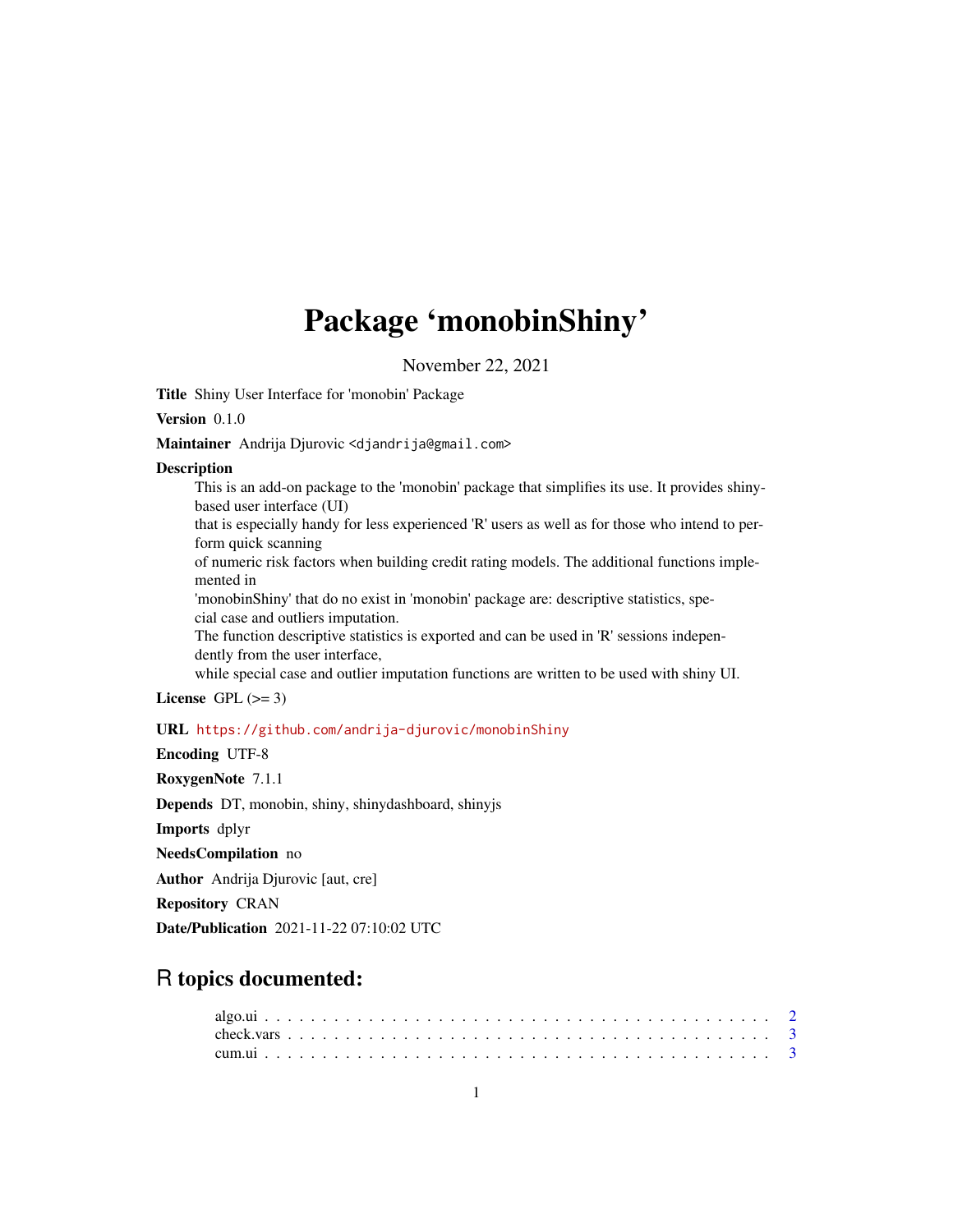# Package 'monobinShiny'

November 22, 2021

**Title** Shiny User Interface for 'monobin' Package

**Version** 0.1.0

**Maintainer** Andrija Djurovic <djandrija@gmail.com>

**Description**

This is an add-on package to the 'monobin' package that simplifies its use. It provides shiny-based user interface (UI)
that is especially handy for less experienced 'R' users as well as for those who intend to perform quick scanning
of numeric risk factors when building credit rating models. The additional functions implemented in
'monobinShiny' that do no exist in 'monobin' package are: descriptive statistics, special case and outliers imputation.
The function descriptive statistics is exported and can be used in 'R' sessions independently from the user interface,
while special case and outlier imputation functions are written to be used with shiny UI.

**License** GPL (>= 3)

**URL** https://github.com/andrija-djurovic/monobinShiny

**Encoding** UTF-8

**RoxygenNote** 7.1.1

**Depends** DT, monobin, shiny, shinydashboard, shinyjs

**Imports** dplyr

**NeedsCompilation** no

**Author** Andrija Djurovic [aut, cre]

**Repository** CRAN

**Date/Publication** 2021-11-22 07:10:02 UTC

## R topics documented:

- algo.ui . . . . . . . . . . . . . . . . . . . . . . . . . . . . . . . . . . . . . . . . 2
- check.vars . . . . . . . . . . . . . . . . . . . . . . . . . . . . . . . . . . . . . . 3
- cum.ui . . . . . . . . . . . . . . . . . . . . . . . . . . . . . . . . . . . . . . . . 3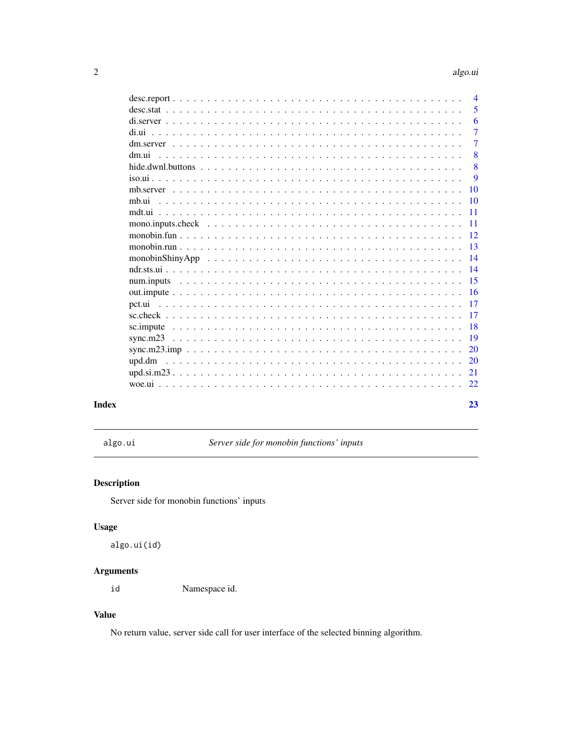desc.report . . . . . . . . . . . . . . . . . . . . . . . . . . . . . . . . . . . . . . 4
desc.stat . . . . . . . . . . . . . . . . . . . . . . . . . . . . . . . . . . . . . . . 5
di.server . . . . . . . . . . . . . . . . . . . . . . . . . . . . . . . . . . . . . . . 6
di.ui . . . . . . . . . . . . . . . . . . . . . . . . . . . . . . . . . . . . . . . . . 7
dm.server . . . . . . . . . . . . . . . . . . . . . . . . . . . . . . . . . . . . . . . 7
dm.ui . . . . . . . . . . . . . . . . . . . . . . . . . . . . . . . . . . . . . . . . . 8
hide.dwnl.buttons . . . . . . . . . . . . . . . . . . . . . . . . . . . . . . . . . . . 8
iso.ui . . . . . . . . . . . . . . . . . . . . . . . . . . . . . . . . . . . . . . . . . 9
mb.server . . . . . . . . . . . . . . . . . . . . . . . . . . . . . . . . . . . . . . . 10
mb.ui . . . . . . . . . . . . . . . . . . . . . . . . . . . . . . . . . . . . . . . . . 10
mdt.ui . . . . . . . . . . . . . . . . . . . . . . . . . . . . . . . . . . . . . . . . 11
mono.inputs.check . . . . . . . . . . . . . . . . . . . . . . . . . . . . . . . . . . . 11
monobin.fun . . . . . . . . . . . . . . . . . . . . . . . . . . . . . . . . . . . . . . 12
monobin.run . . . . . . . . . . . . . . . . . . . . . . . . . . . . . . . . . . . . . . 13
monobinShinyApp . . . . . . . . . . . . . . . . . . . . . . . . . . . . . . . . . . . . 14
ndr.sts.ui . . . . . . . . . . . . . . . . . . . . . . . . . . . . . . . . . . . . . . . 14
num.inputs . . . . . . . . . . . . . . . . . . . . . . . . . . . . . . . . . . . . . . . 15
out.impute . . . . . . . . . . . . . . . . . . . . . . . . . . . . . . . . . . . . . . . 16
pct.ui . . . . . . . . . . . . . . . . . . . . . . . . . . . . . . . . . . . . . . . . . 17
sc.check . . . . . . . . . . . . . . . . . . . . . . . . . . . . . . . . . . . . . . . . 17
sc.impute . . . . . . . . . . . . . . . . . . . . . . . . . . . . . . . . . . . . . . . 18
sync.m23 . . . . . . . . . . . . . . . . . . . . . . . . . . . . . . . . . . . . . . . . 19
sync.m23.imp . . . . . . . . . . . . . . . . . . . . . . . . . . . . . . . . . . . . . . 20
upd.dm . . . . . . . . . . . . . . . . . . . . . . . . . . . . . . . . . . . . . . . . . 20
upd.si.m23 . . . . . . . . . . . . . . . . . . . . . . . . . . . . . . . . . . . . . . . 21
woe.ui . . . . . . . . . . . . . . . . . . . . . . . . . . . . . . . . . . . . . . . . . 22

**Index** **23**

---

`algo.ui` *Server side for monobin functions' inputs*

---

## Description

Server side for monobin functions' inputs

## Usage

```
algo.ui(id)
```

## Arguments

| | |
|---|---|
| `id` | Namespace id. |

## Value

No return value, server side call for user interface of the selected binning algorithm.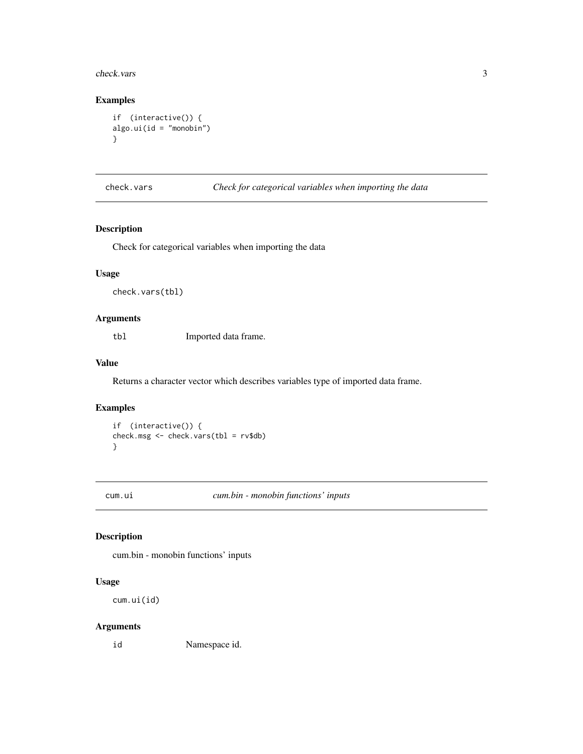### Examples

```
if  (interactive()) {
algo.ui(id = "monobin")
}
```

---

## check.vars &nbsp;&nbsp;&nbsp;&nbsp; *Check for categorical variables when importing the data*

---

### Description

Check for categorical variables when importing the data

### Usage

```
check.vars(tbl)
```

### Arguments

| | |
|---|---|
| `tbl` | Imported data frame. |

### Value

Returns a character vector which describes variables type of imported data frame.

### Examples

```
if  (interactive()) {
check.msg <- check.vars(tbl = rv$db)
}
```

---

## cum.ui &nbsp;&nbsp;&nbsp;&nbsp; *cum.bin - monobin functions' inputs*

---

### Description

cum.bin - monobin functions' inputs

### Usage

```
cum.ui(id)
```

### Arguments

| | |
|---|---|
| `id` | Namespace id. |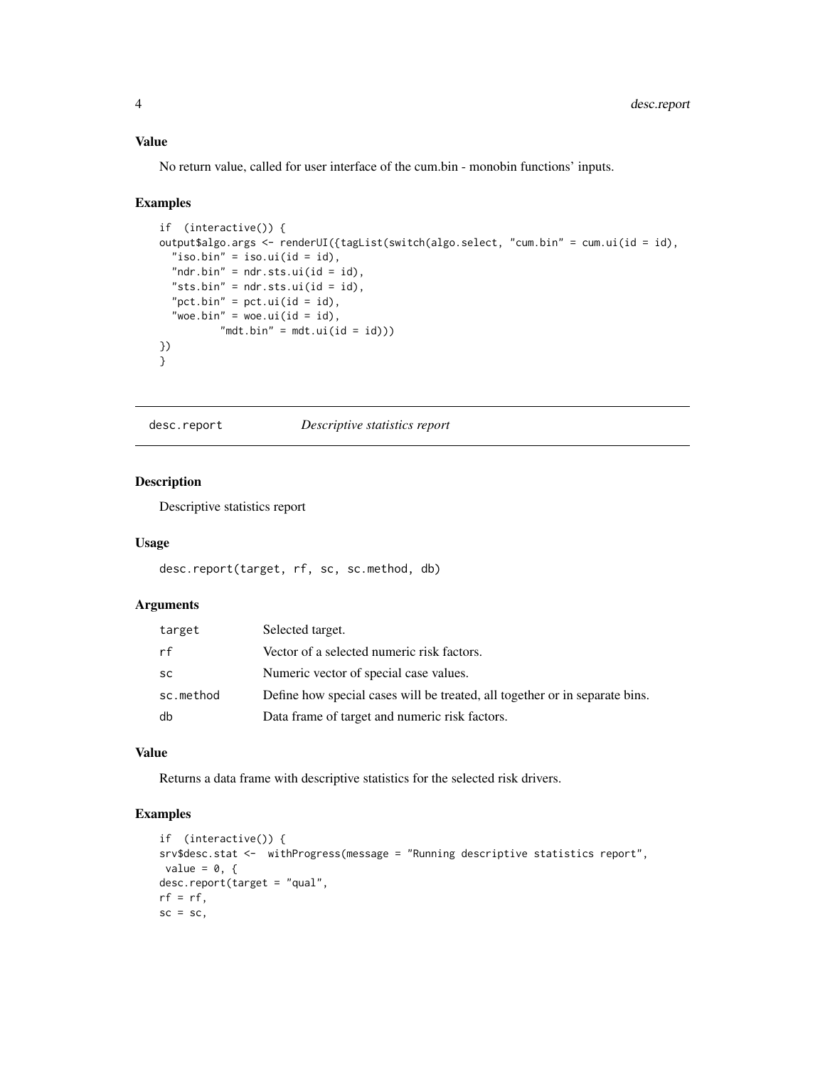### Value

No return value, called for user interface of the cum.bin - monobin functions' inputs.

### Examples

```
if  (interactive()) {
output$algo.args <- renderUI({tagList(switch(algo.select, "cum.bin" = cum.ui(id = id),
  "iso.bin" = iso.ui(id = id),
  "ndr.bin" = ndr.sts.ui(id = id),
  "sts.bin" = ndr.sts.ui(id = id),
  "pct.bin" = pct.ui(id = id),
  "woe.bin" = woe.ui(id = id),
          "mdt.bin" = mdt.ui(id = id)))
})
}
```

---

## desc.report *Descriptive statistics report*

### Description

Descriptive statistics report

### Usage

```
desc.report(target, rf, sc, sc.method, db)
```

### Arguments

| | |
|---|---|
| target | Selected target. |
| rf | Vector of a selected numeric risk factors. |
| sc | Numeric vector of special case values. |
| sc.method | Define how special cases will be treated, all together or in separate bins. |
| db | Data frame of target and numeric risk factors. |

### Value

Returns a data frame with descriptive statistics for the selected risk drivers.

### Examples

```
if  (interactive()) {
srv$desc.stat <-  withProgress(message = "Running descriptive statistics report",
 value = 0, {
desc.report(target = "qual",
rf = rf,
sc = sc,
```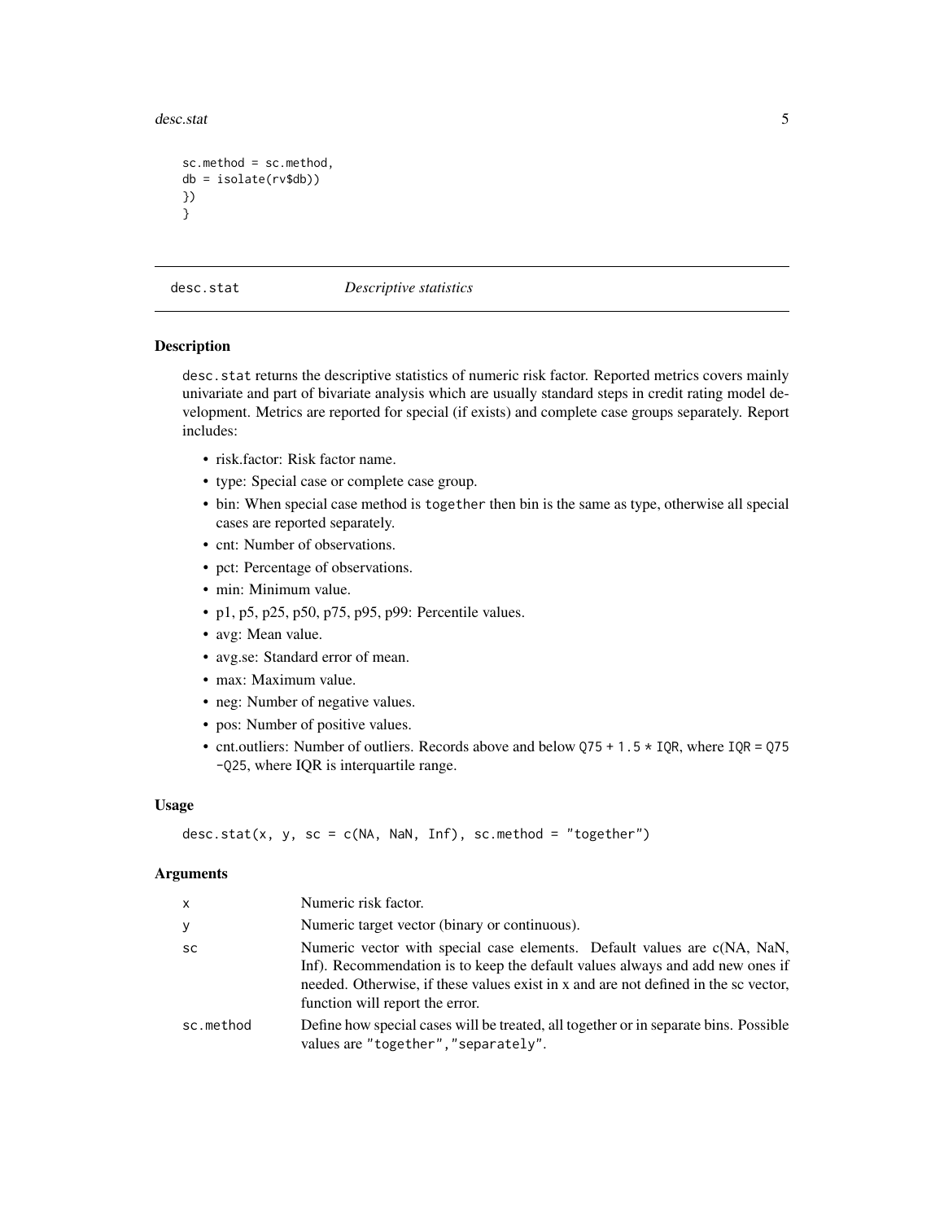```
sc.method = sc.method,
db = isolate(rv$db))
})
}
```

## desc.stat *Descriptive statistics*

### Description

desc.stat returns the descriptive statistics of numeric risk factor. Reported metrics covers mainly univariate and part of bivariate analysis which are usually standard steps in credit rating model development. Metrics are reported for special (if exists) and complete case groups separately. Report includes:

- risk.factor: Risk factor name.
- type: Special case or complete case group.
- bin: When special case method is together then bin is the same as type, otherwise all special cases are reported separately.
- cnt: Number of observations.
- pct: Percentage of observations.
- min: Minimum value.
- p1, p5, p25, p50, p75, p95, p99: Percentile values.
- avg: Mean value.
- avg.se: Standard error of mean.
- max: Maximum value.
- neg: Number of negative values.
- pos: Number of positive values.
- cnt.outliers: Number of outliers. Records above and below Q75 + 1.5 * IQR, where IQR = Q75 -Q25, where IQR is interquartile range.

### Usage

```
desc.stat(x, y, sc = c(NA, NaN, Inf), sc.method = "together")
```

### Arguments

| | |
|---|---|
| x | Numeric risk factor. |
| y | Numeric target vector (binary or continuous). |
| sc | Numeric vector with special case elements. Default values are c(NA, NaN, Inf). Recommendation is to keep the default values always and add new ones if needed. Otherwise, if these values exist in x and are not defined in the sc vector, function will report the error. |
| sc.method | Define how special cases will be treated, all together or in separate bins. Possible values are "together","separately". |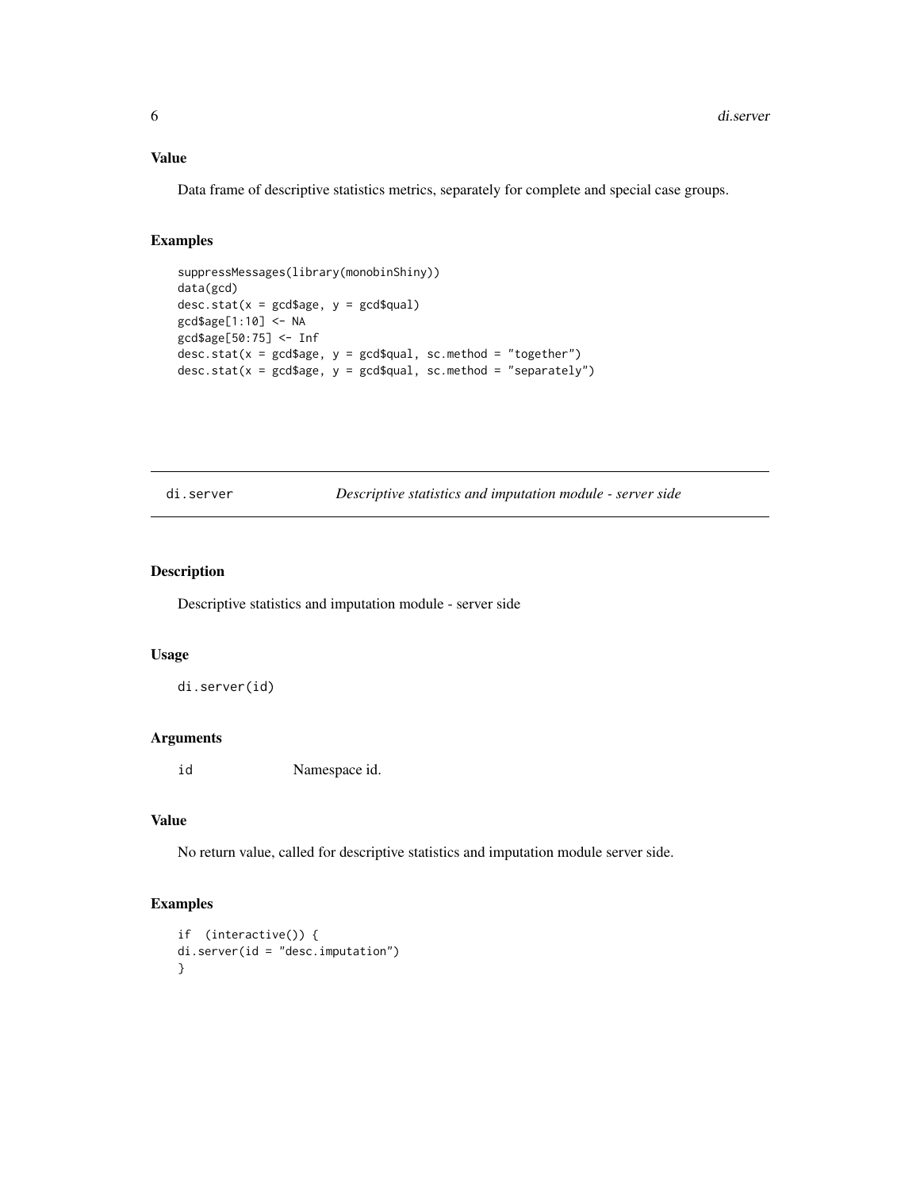## Value

Data frame of descriptive statistics metrics, separately for complete and special case groups.

## Examples

```
suppressMessages(library(monobinShiny))
data(gcd)
desc.stat(x = gcd$age, y = gcd$qual)
gcd$age[1:10] <- NA
gcd$age[50:75] <- Inf
desc.stat(x = gcd$age, y = gcd$qual, sc.method = "together")
desc.stat(x = gcd$age, y = gcd$qual, sc.method = "separately")
```

---

# di.server — *Descriptive statistics and imputation module - server side*

## Description

Descriptive statistics and imputation module - server side

## Usage

```
di.server(id)
```

## Arguments

| | |
|---|---|
| id | Namespace id. |

## Value

No return value, called for descriptive statistics and imputation module server side.

## Examples

```
if  (interactive()) {
di.server(id = "desc.imputation")
}
```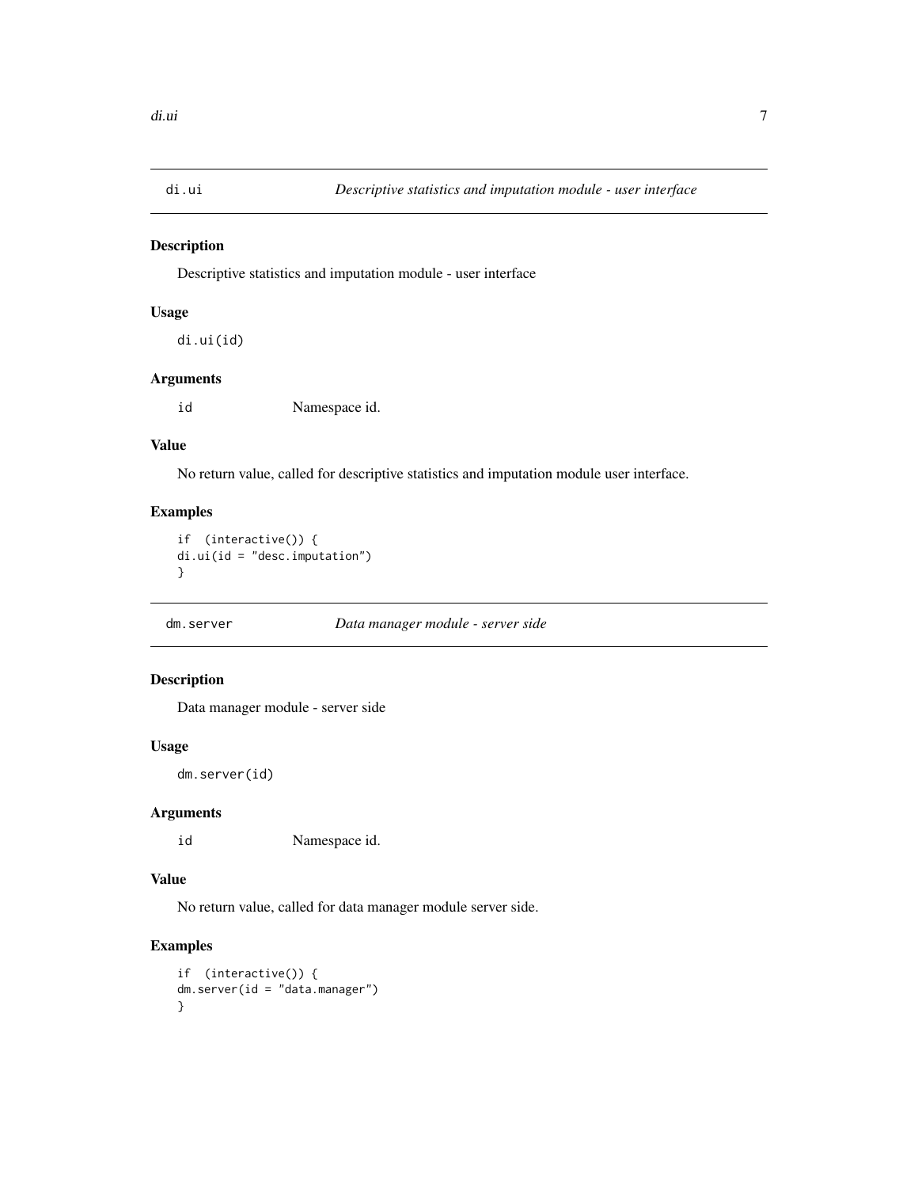## di.ui — *Descriptive statistics and imputation module - user interface*

### Description

Descriptive statistics and imputation module - user interface

### Usage

```
di.ui(id)
```

### Arguments

| | |
|---|---|
| id | Namespace id. |

### Value

No return value, called for descriptive statistics and imputation module user interface.

### Examples

```
if  (interactive()) {
di.ui(id = "desc.imputation")
}
```

## dm.server — *Data manager module - server side*

### Description

Data manager module - server side

### Usage

```
dm.server(id)
```

### Arguments

| | |
|---|---|
| id | Namespace id. |

### Value

No return value, called for data manager module server side.

### Examples

```
if  (interactive()) {
dm.server(id = "data.manager")
}
```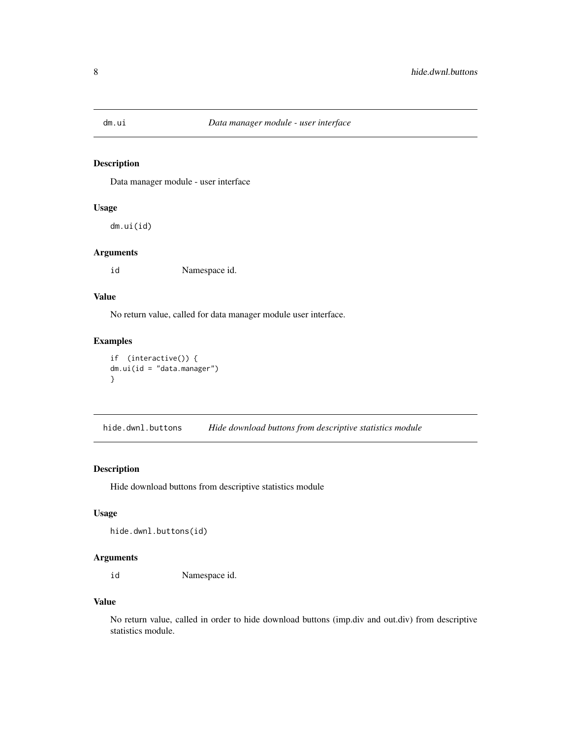## dm.ui — *Data manager module - user interface*

### Description

Data manager module - user interface

### Usage

```
dm.ui(id)
```

### Arguments

| | |
|---|---|
| id | Namespace id. |

### Value

No return value, called for data manager module user interface.

### Examples

```
if  (interactive()) {
dm.ui(id = "data.manager")
}
```

## hide.dwnl.buttons — *Hide download buttons from descriptive statistics module*

### Description

Hide download buttons from descriptive statistics module

### Usage

```
hide.dwnl.buttons(id)
```

### Arguments

| | |
|---|---|
| id | Namespace id. |

### Value

No return value, called in order to hide download buttons (imp.div and out.div) from descriptive statistics module.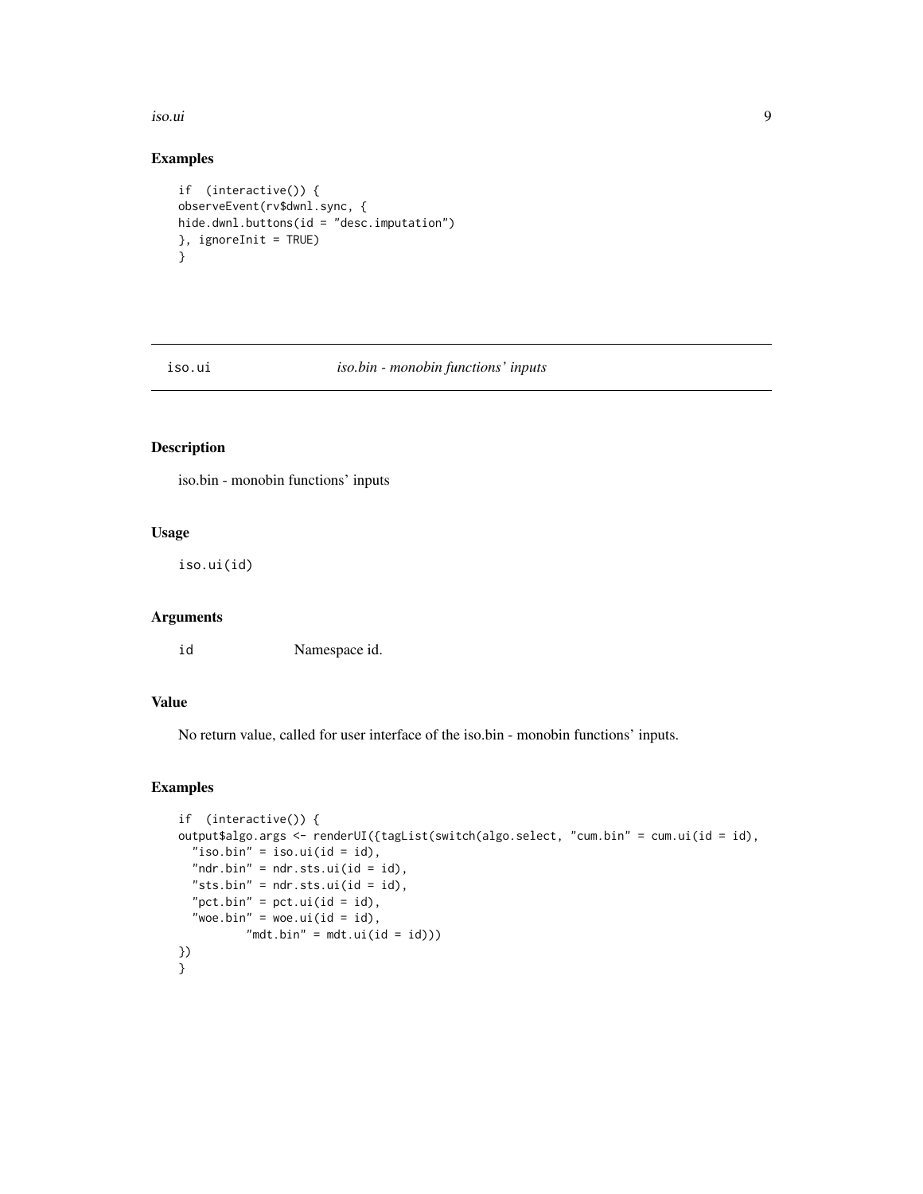## Examples

```
if  (interactive()) {
observeEvent(rv$dwnl.sync, {
hide.dwnl.buttons(id = "desc.imputation")
}, ignoreInit = TRUE)
}
```

---

# iso.ui *iso.bin - monobin functions' inputs*

---

## Description

iso.bin - monobin functions' inputs

## Usage

```
iso.ui(id)
```

## Arguments

| | |
|---|---|
| id | Namespace id. |

## Value

No return value, called for user interface of the iso.bin - monobin functions' inputs.

## Examples

```
if  (interactive()) {
output$algo.args <- renderUI({tagList(switch(algo.select, "cum.bin" = cum.ui(id = id),
  "iso.bin" = iso.ui(id = id),
  "ndr.bin" = ndr.sts.ui(id = id),
  "sts.bin" = ndr.sts.ui(id = id),
  "pct.bin" = pct.ui(id = id),
  "woe.bin" = woe.ui(id = id),
          "mdt.bin" = mdt.ui(id = id)))
})
}
```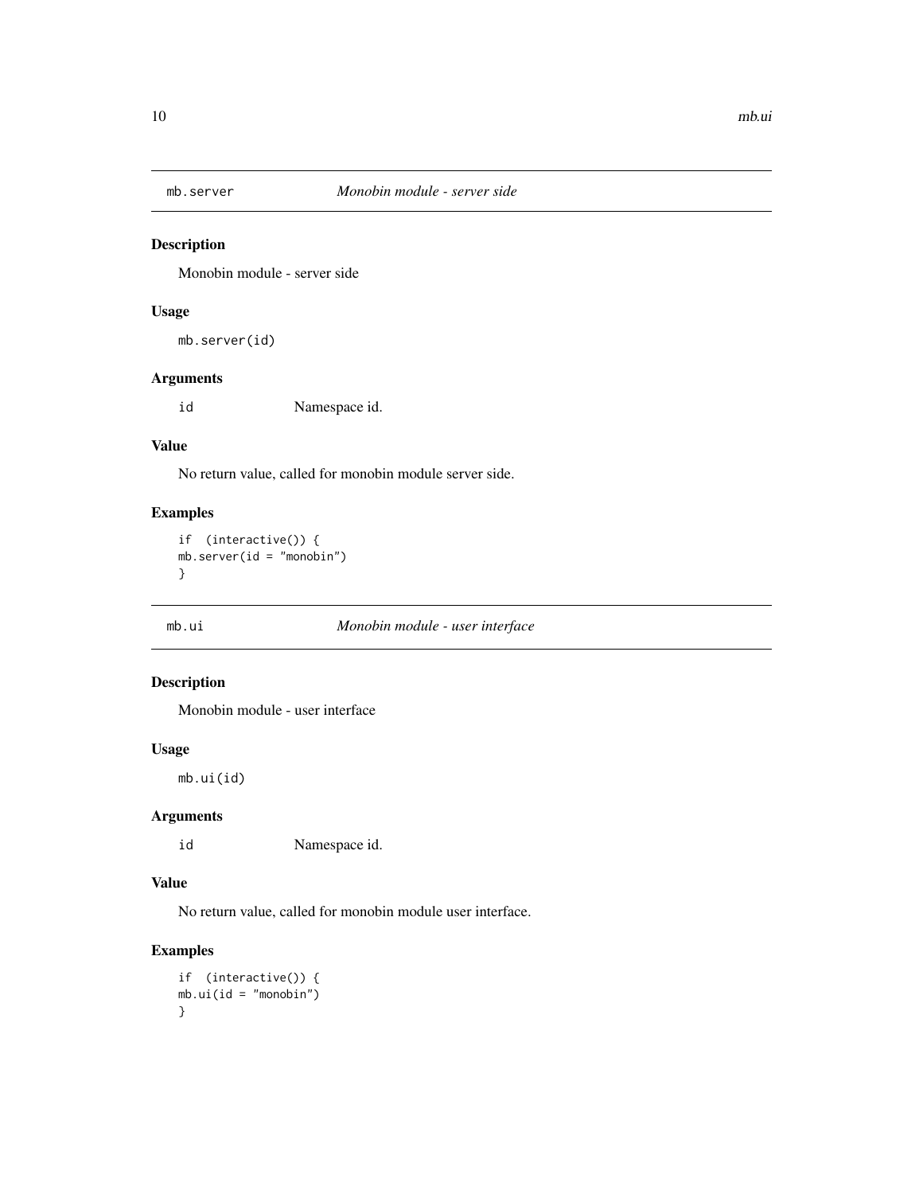## mb.server — *Monobin module - server side*

### Description

Monobin module - server side

### Usage

```
mb.server(id)
```

### Arguments

| | |
|---|---|
| id | Namespace id. |

### Value

No return value, called for monobin module server side.

### Examples

```
if (interactive()) {
mb.server(id = "monobin")
}
```

## mb.ui — *Monobin module - user interface*

### Description

Monobin module - user interface

### Usage

```
mb.ui(id)
```

### Arguments

| | |
|---|---|
| id | Namespace id. |

### Value

No return value, called for monobin module user interface.

### Examples

```
if (interactive()) {
mb.ui(id = "monobin")
}
```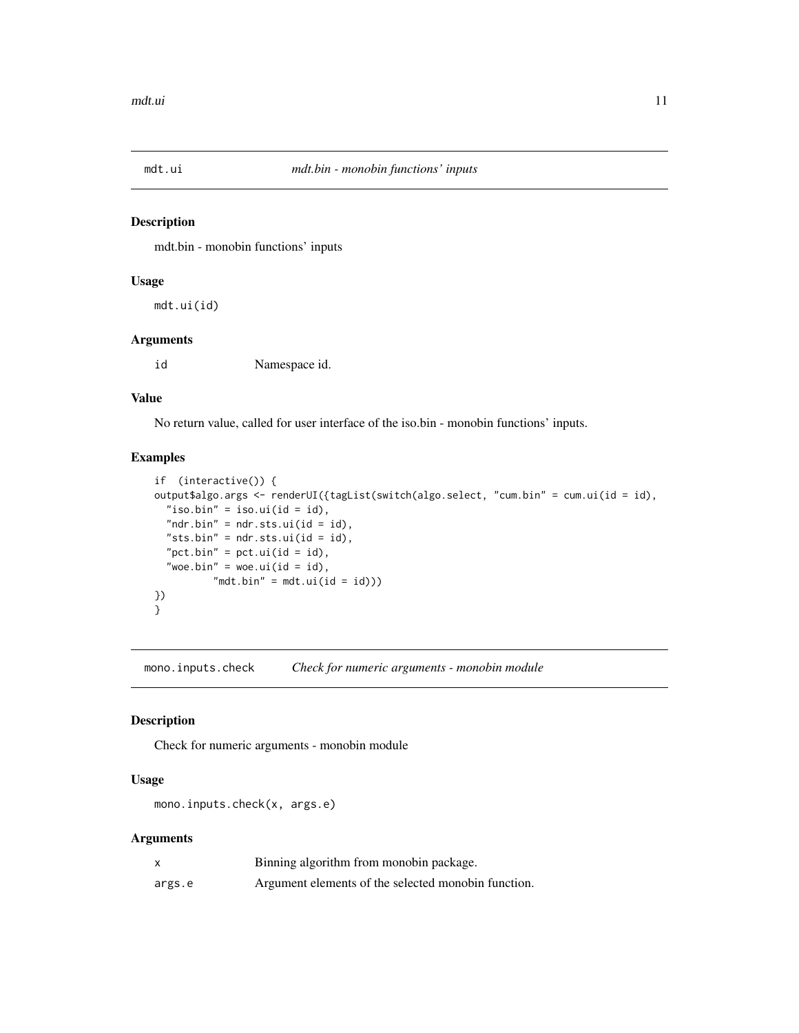## mdt.ui *mdt.bin - monobin functions' inputs*

### Description

mdt.bin - monobin functions' inputs

### Usage

```
mdt.ui(id)
```

### Arguments

| | |
|---|---|
| id | Namespace id. |

### Value

No return value, called for user interface of the iso.bin - monobin functions' inputs.

### Examples

```
if  (interactive()) {
output$algo.args <- renderUI({tagList(switch(algo.select, "cum.bin" = cum.ui(id = id),
  "iso.bin" = iso.ui(id = id),
  "ndr.bin" = ndr.sts.ui(id = id),
  "sts.bin" = ndr.sts.ui(id = id),
  "pct.bin" = pct.ui(id = id),
  "woe.bin" = woe.ui(id = id),
          "mdt.bin" = mdt.ui(id = id)))
})
}
```

## mono.inputs.check *Check for numeric arguments - monobin module*

### Description

Check for numeric arguments - monobin module

### Usage

```
mono.inputs.check(x, args.e)
```

### Arguments

| | |
|---|---|
| x | Binning algorithm from monobin package. |
| args.e | Argument elements of the selected monobin function. |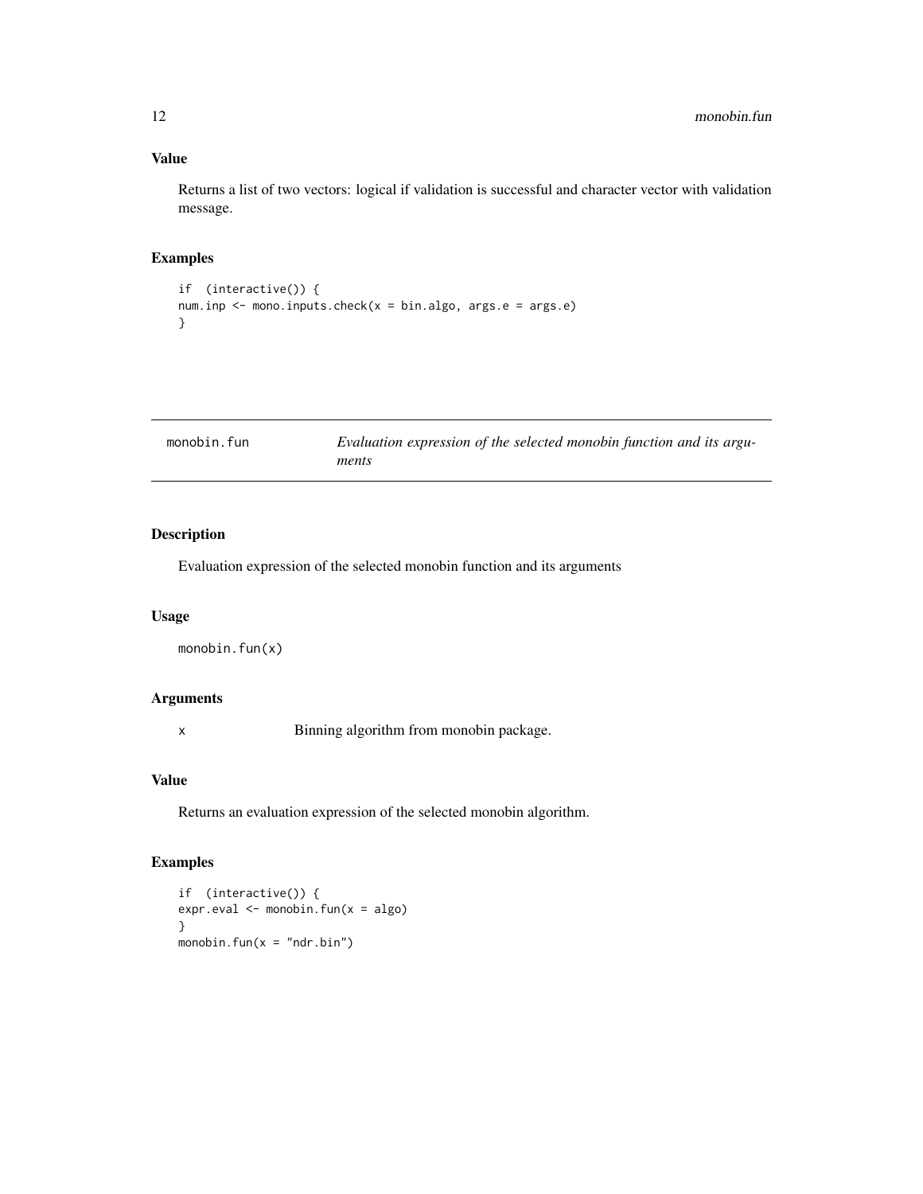### Value

Returns a list of two vectors: logical if validation is successful and character vector with validation message.

### Examples

```
if (interactive()) {
num.inp <- mono.inputs.check(x = bin.algo, args.e = args.e)
}
```

## monobin.fun    *Evaluation expression of the selected monobin function and its arguments*

### Description

Evaluation expression of the selected monobin function and its arguments

### Usage

```
monobin.fun(x)
```

### Arguments

x    Binning algorithm from monobin package.

### Value

Returns an evaluation expression of the selected monobin algorithm.

### Examples

```
if (interactive()) {
expr.eval <- monobin.fun(x = algo)
}
monobin.fun(x = "ndr.bin")
```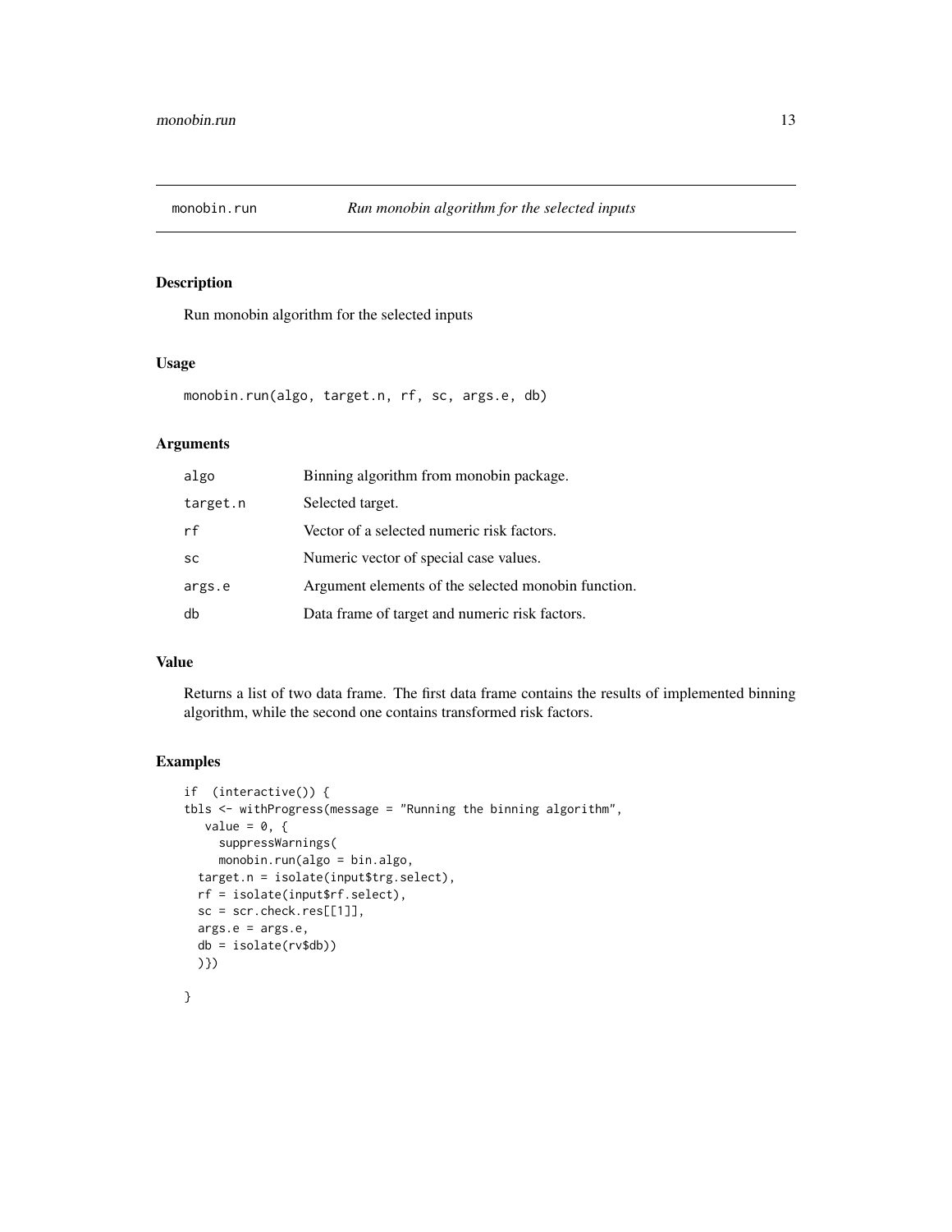# monobin.run — *Run monobin algorithm for the selected inputs*

## Description

Run monobin algorithm for the selected inputs

## Usage

```
monobin.run(algo, target.n, rf, sc, args.e, db)
```

## Arguments

| | |
|---|---|
| algo | Binning algorithm from monobin package. |
| target.n | Selected target. |
| rf | Vector of a selected numeric risk factors. |
| sc | Numeric vector of special case values. |
| args.e | Argument elements of the selected monobin function. |
| db | Data frame of target and numeric risk factors. |

## Value

Returns a list of two data frame. The first data frame contains the results of implemented binning algorithm, while the second one contains transformed risk factors.

## Examples

```
if  (interactive()) {
tbls <- withProgress(message = "Running the binning algorithm",
   value = 0, {
     suppressWarnings(
     monobin.run(algo = bin.algo,
  target.n = isolate(input$trg.select),
  rf = isolate(input$rf.select),
  sc = scr.check.res[[1]],
  args.e = args.e,
  db = isolate(rv$db))
  )})

}
```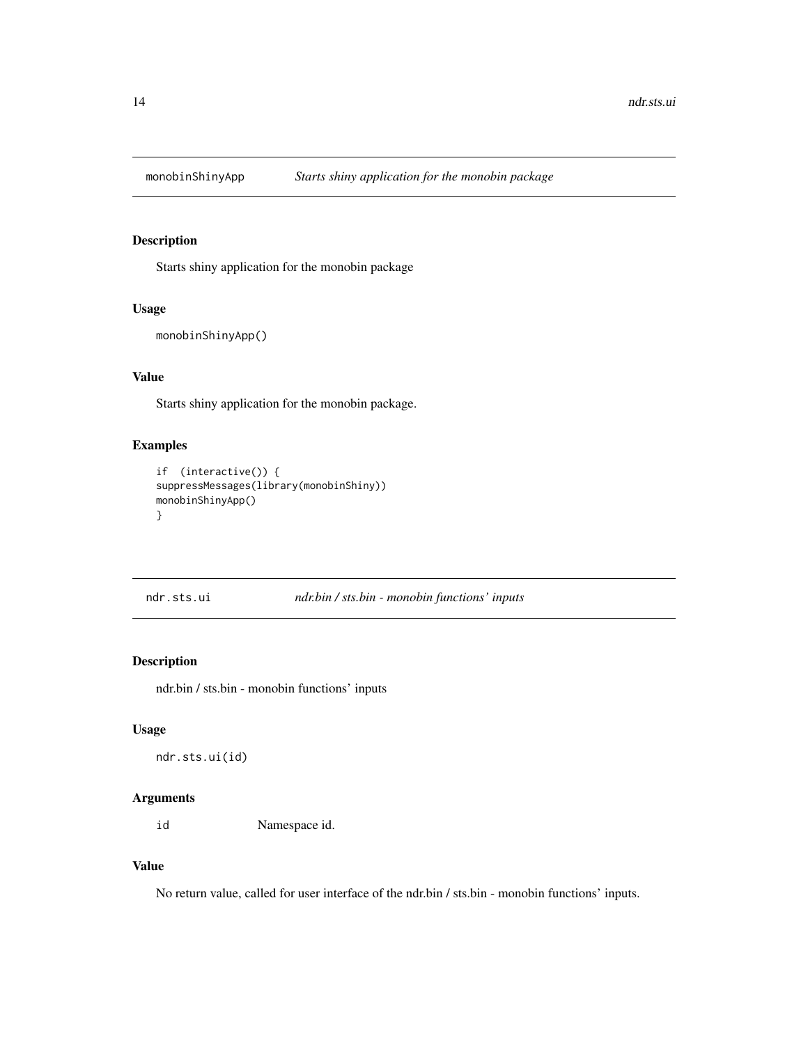## monobinShinyApp *Starts shiny application for the monobin package*

### Description

Starts shiny application for the monobin package

### Usage

```
monobinShinyApp()
```

### Value

Starts shiny application for the monobin package.

### Examples

```
if  (interactive()) {
suppressMessages(library(monobinShiny))
monobinShinyApp()
}
```

## ndr.sts.ui *ndr.bin / sts.bin - monobin functions' inputs*

### Description

ndr.bin / sts.bin - monobin functions' inputs

### Usage

```
ndr.sts.ui(id)
```

### Arguments

| | |
|---|---|
| id | Namespace id. |

### Value

No return value, called for user interface of the ndr.bin / sts.bin - monobin functions' inputs.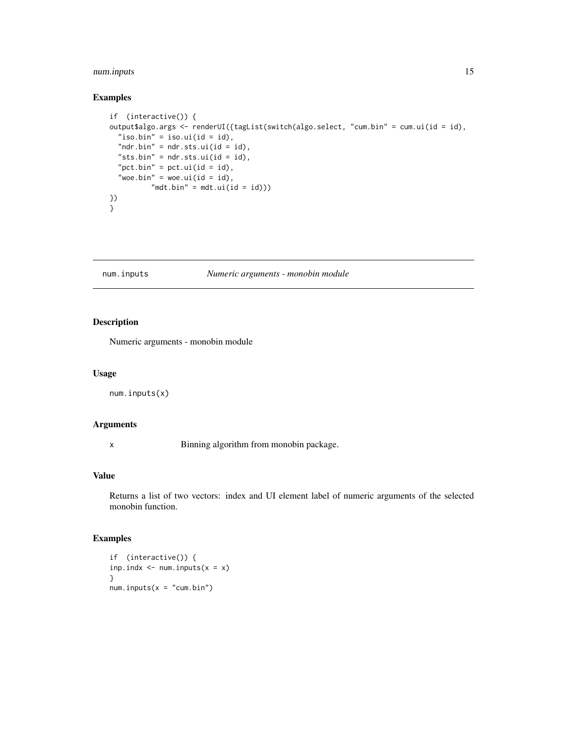## Examples

```
if  (interactive()) {
output$algo.args <- renderUI({tagList(switch(algo.select, "cum.bin" = cum.ui(id = id),
  "iso.bin" = iso.ui(id = id),
  "ndr.bin" = ndr.sts.ui(id = id),
  "sts.bin" = ndr.sts.ui(id = id),
  "pct.bin" = pct.ui(id = id),
  "woe.bin" = woe.ui(id = id),
          "mdt.bin" = mdt.ui(id = id)))
})
}
```

---

`num.inputs` *Numeric arguments - monobin module*

---

## Description

Numeric arguments - monobin module

## Usage

```
num.inputs(x)
```

## Arguments

| | |
|---|---|
| x | Binning algorithm from monobin package. |

## Value

Returns a list of two vectors: index and UI element label of numeric arguments of the selected monobin function.

## Examples

```
if  (interactive()) {
inp.indx <- num.inputs(x = x)
}
num.inputs(x = "cum.bin")
```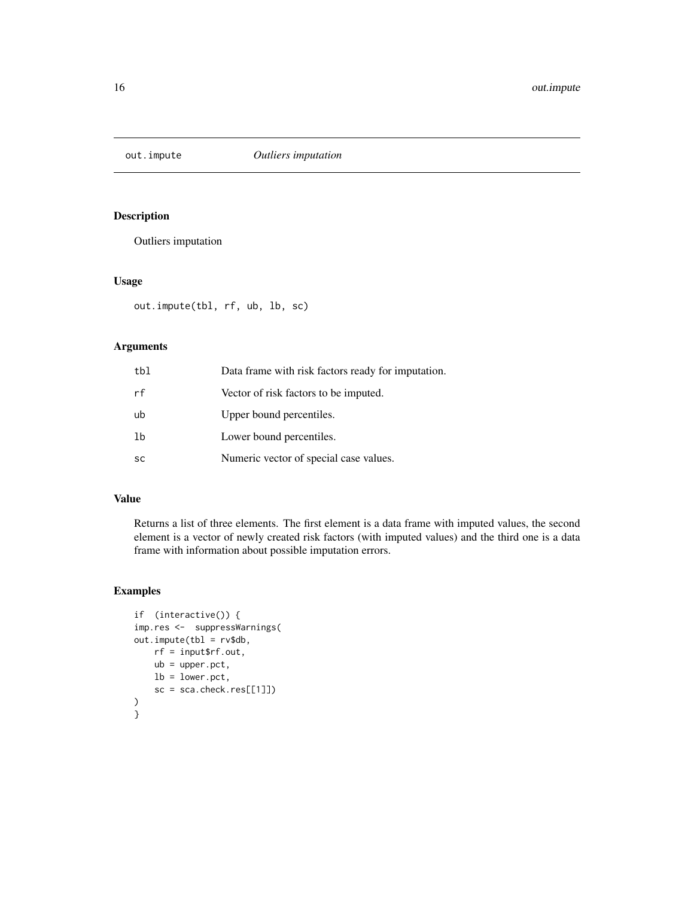# out.impute — *Outliers imputation*

## Description

Outliers imputation

## Usage

```
out.impute(tbl, rf, ub, lb, sc)
```

## Arguments

| | |
|---|---|
| tbl | Data frame with risk factors ready for imputation. |
| rf | Vector of risk factors to be imputed. |
| ub | Upper bound percentiles. |
| lb | Lower bound percentiles. |
| sc | Numeric vector of special case values. |

## Value

Returns a list of three elements. The first element is a data frame with imputed values, the second element is a vector of newly created risk factors (with imputed values) and the third one is a data frame with information about possible imputation errors.

## Examples

```
if  (interactive()) {
imp.res <-  suppressWarnings(
out.impute(tbl = rv$db,
    rf = input$rf.out,
    ub = upper.pct,
    lb = lower.pct,
    sc = sca.check.res[[1]])
)
}
```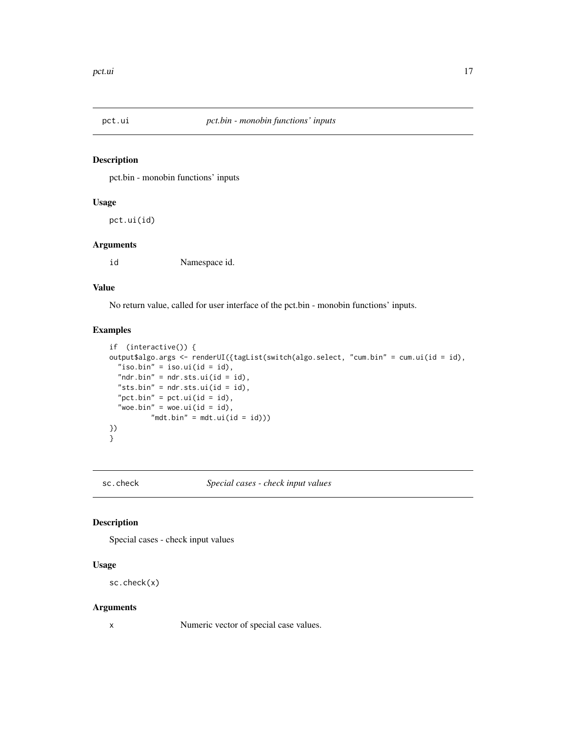## pct.ui — *pct.bin - monobin functions' inputs*

### Description

pct.bin - monobin functions' inputs

### Usage

```
pct.ui(id)
```

### Arguments

| | |
|---|---|
| `id` | Namespace id. |

### Value

No return value, called for user interface of the pct.bin - monobin functions' inputs.

### Examples

```
if  (interactive()) {
output$algo.args <- renderUI({tagList(switch(algo.select, "cum.bin" = cum.ui(id = id),
  "iso.bin" = iso.ui(id = id),
  "ndr.bin" = ndr.sts.ui(id = id),
  "sts.bin" = ndr.sts.ui(id = id),
  "pct.bin" = pct.ui(id = id),
  "woe.bin" = woe.ui(id = id),
          "mdt.bin" = mdt.ui(id = id)))
})
}
```

## sc.check — *Special cases - check input values*

### Description

Special cases - check input values

### Usage

```
sc.check(x)
```

### Arguments

| | |
|---|---|
| `x` | Numeric vector of special case values. |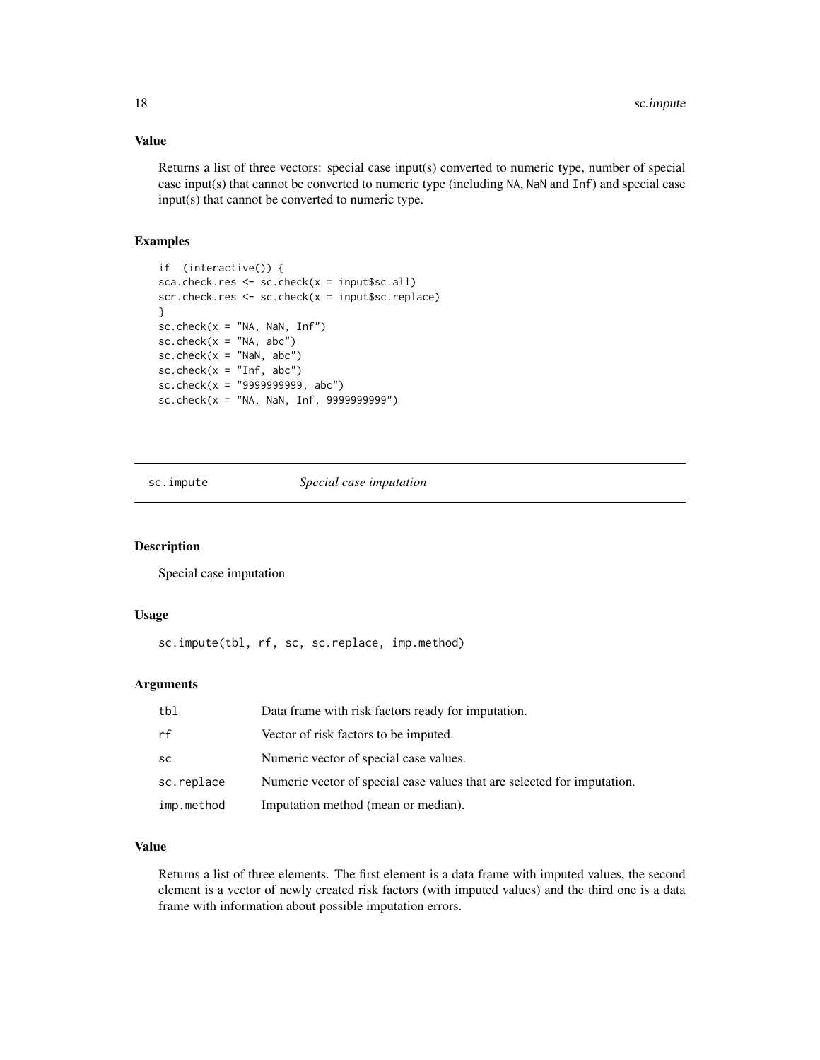### Value

Returns a list of three vectors: special case input(s) converted to numeric type, number of special case input(s) that cannot be converted to numeric type (including `NA`, `NaN` and `Inf`) and special case input(s) that cannot be converted to numeric type.

### Examples

```
if  (interactive()) {
sca.check.res <- sc.check(x = input$sc.all)
scr.check.res <- sc.check(x = input$sc.replace)
}
sc.check(x = "NA, NaN, Inf")
sc.check(x = "NA, abc")
sc.check(x = "NaN, abc")
sc.check(x = "Inf, abc")
sc.check(x = "9999999999, abc")
sc.check(x = "NA, NaN, Inf, 9999999999")
```

---

## sc.impute &nbsp;&nbsp;&nbsp;&nbsp; *Special case imputation*

---

### Description

Special case imputation

### Usage

```
sc.impute(tbl, rf, sc, sc.replace, imp.method)
```

### Arguments

| | |
|---|---|
| `tbl` | Data frame with risk factors ready for imputation. |
| `rf` | Vector of risk factors to be imputed. |
| `sc` | Numeric vector of special case values. |
| `sc.replace` | Numeric vector of special case values that are selected for imputation. |
| `imp.method` | Imputation method (mean or median). |

### Value

Returns a list of three elements. The first element is a data frame with imputed values, the second element is a vector of newly created risk factors (with imputed values) and the third one is a data frame with information about possible imputation errors.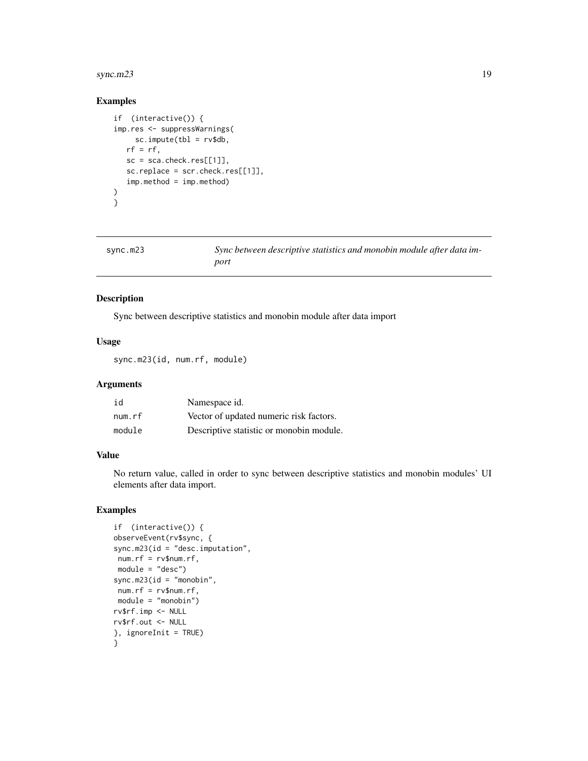## Examples

```
if  (interactive()) {
imp.res <- suppressWarnings(
     sc.impute(tbl = rv$db,
   rf = rf,
   sc = sca.check.res[[1]],
   sc.replace = scr.check.res[[1]],
   imp.method = imp.method)
)
}
```

---

# sync.m23 — *Sync between descriptive statistics and monobin module after data import*

---

## Description

Sync between descriptive statistics and monobin module after data import

## Usage

```
sync.m23(id, num.rf, module)
```

## Arguments

| | |
|---|---|
| `id` | Namespace id. |
| `num.rf` | Vector of updated numeric risk factors. |
| `module` | Descriptive statistic or monobin module. |

## Value

No return value, called in order to sync between descriptive statistics and monobin modules' UI elements after data import.

## Examples

```
if  (interactive()) {
observeEvent(rv$sync, {
sync.m23(id = "desc.imputation",
 num.rf = rv$num.rf,
 module = "desc")
sync.m23(id = "monobin",
 num.rf = rv$num.rf,
 module = "monobin")
rv$rf.imp <- NULL
rv$rf.out <- NULL
}, ignoreInit = TRUE)
}
```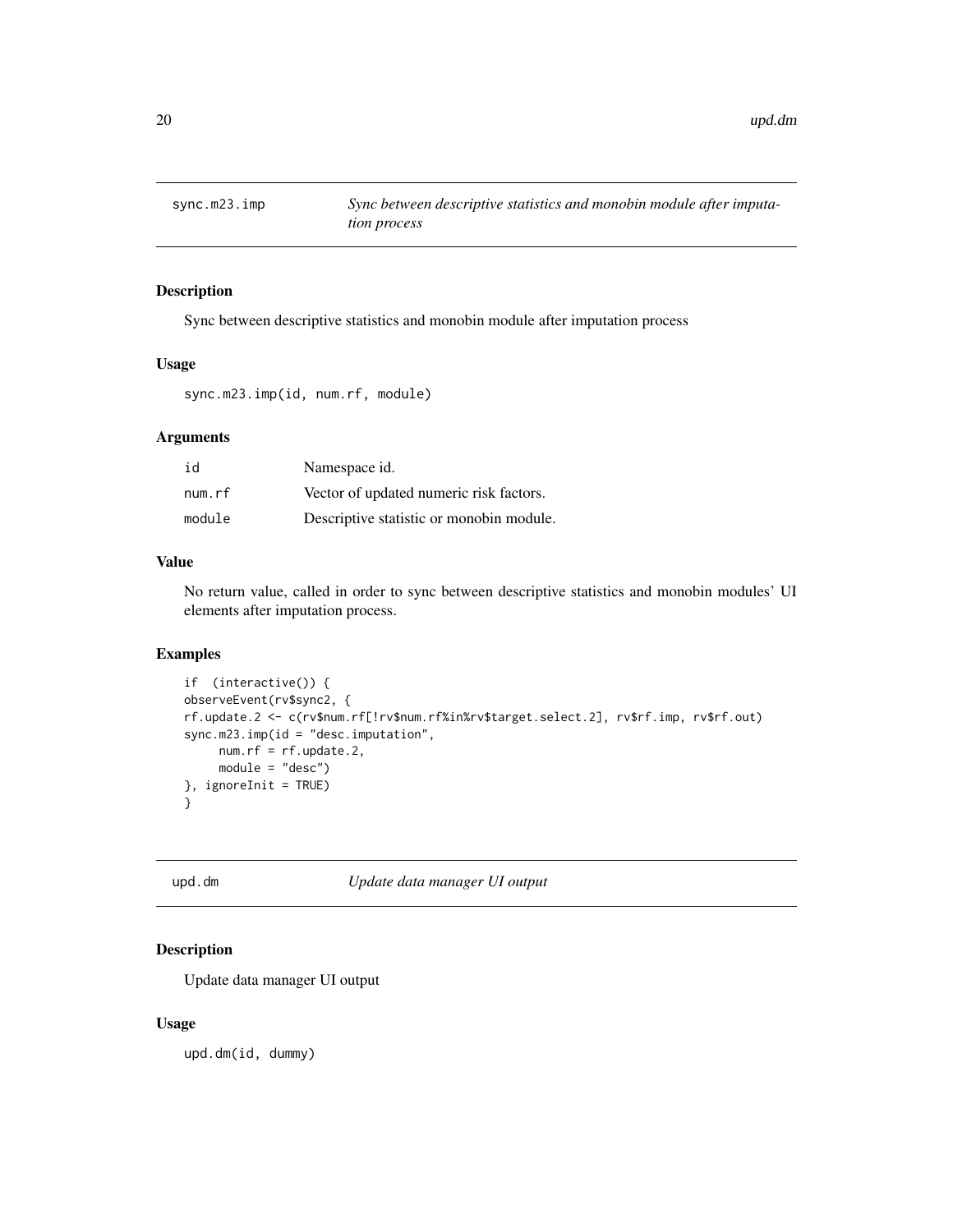## sync.m23.imp — *Sync between descriptive statistics and monobin module after imputation process*

### Description

Sync between descriptive statistics and monobin module after imputation process

### Usage

```
sync.m23.imp(id, num.rf, module)
```

### Arguments

| | |
|---|---|
| id | Namespace id. |
| num.rf | Vector of updated numeric risk factors. |
| module | Descriptive statistic or monobin module. |

### Value

No return value, called in order to sync between descriptive statistics and monobin modules' UI elements after imputation process.

### Examples

```
if  (interactive()) {
observeEvent(rv$sync2, {
rf.update.2 <- c(rv$num.rf[!rv$num.rf%in%rv$target.select.2], rv$rf.imp, rv$rf.out)
sync.m23.imp(id = "desc.imputation",
     num.rf = rf.update.2,
     module = "desc")
}, ignoreInit = TRUE)
}
```

## upd.dm — *Update data manager UI output*

### Description

Update data manager UI output

### Usage

```
upd.dm(id, dummy)
```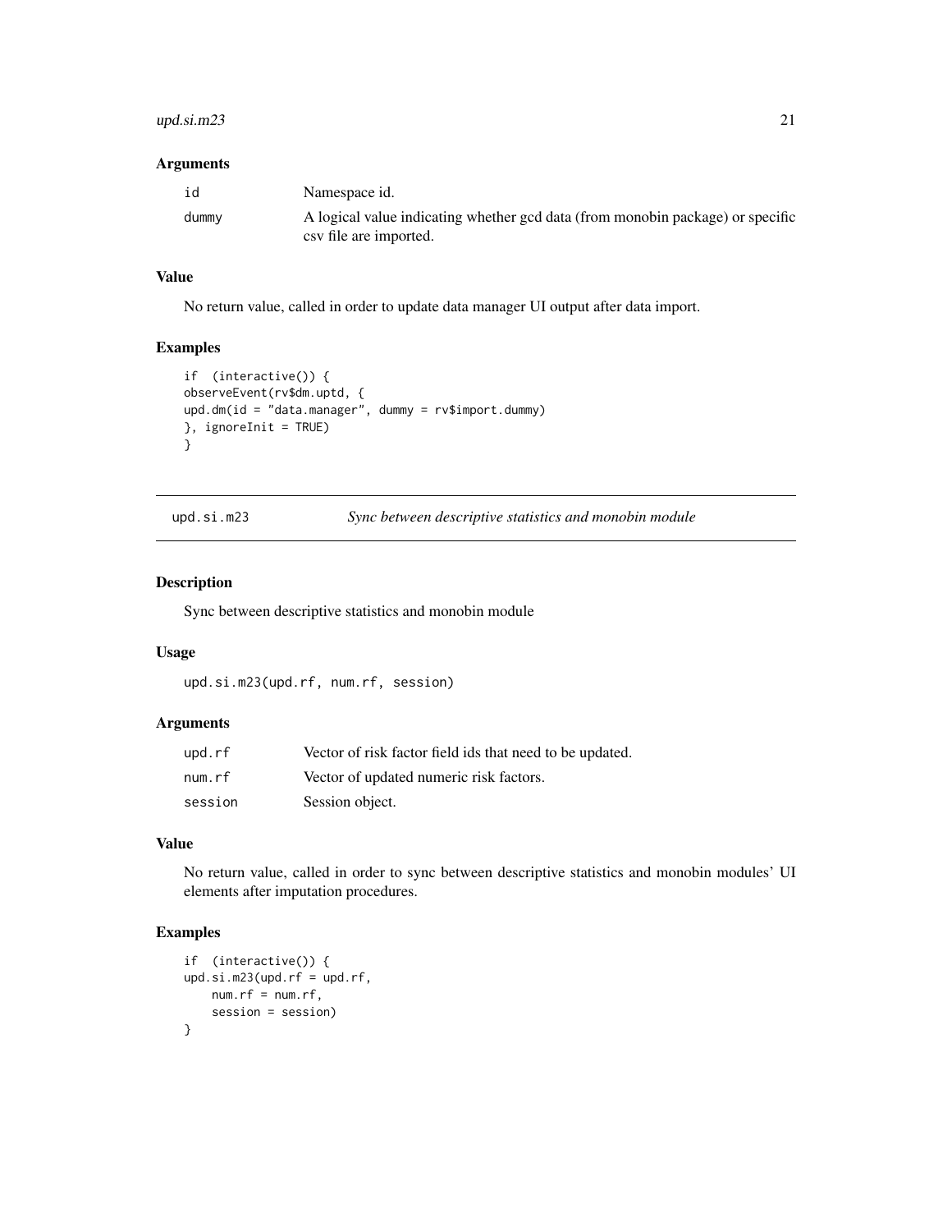### Arguments

| | |
|---|---|
| id | Namespace id. |
| dummy | A logical value indicating whether gcd data (from monobin package) or specific csv file are imported. |

### Value

No return value, called in order to update data manager UI output after data import.

### Examples

```
if (interactive()) {
observeEvent(rv$dm.uptd, {
upd.dm(id = "data.manager", dummy = rv$import.dummy)
}, ignoreInit = TRUE)
}
```

---

## upd.si.m23 *Sync between descriptive statistics and monobin module*

---

### Description

Sync between descriptive statistics and monobin module

### Usage

```
upd.si.m23(upd.rf, num.rf, session)
```

### Arguments

| | |
|---|---|
| upd.rf | Vector of risk factor field ids that need to be updated. |
| num.rf | Vector of updated numeric risk factors. |
| session | Session object. |

### Value

No return value, called in order to sync between descriptive statistics and monobin modules' UI elements after imputation procedures.

### Examples

```
if (interactive()) {
upd.si.m23(upd.rf = upd.rf,
    num.rf = num.rf,
    session = session)
}
```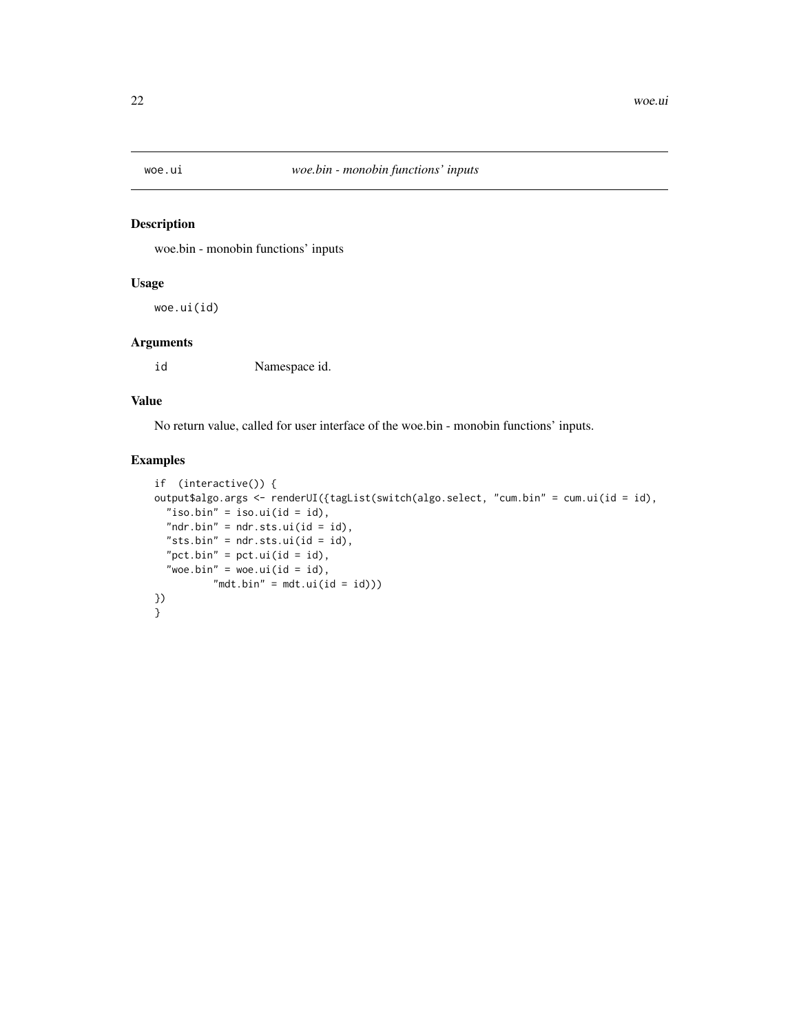# woe.ui — *woe.bin - monobin functions' inputs*

## Description

woe.bin - monobin functions' inputs

## Usage

```
woe.ui(id)
```

## Arguments

| | |
|---|---|
| `id` | Namespace id. |

## Value

No return value, called for user interface of the woe.bin - monobin functions' inputs.

## Examples

```
if  (interactive()) {
output$algo.args <- renderUI({tagList(switch(algo.select, "cum.bin" = cum.ui(id = id),
  "iso.bin" = iso.ui(id = id),
  "ndr.bin" = ndr.sts.ui(id = id),
  "sts.bin" = ndr.sts.ui(id = id),
  "pct.bin" = pct.ui(id = id),
  "woe.bin" = woe.ui(id = id),
         "mdt.bin" = mdt.ui(id = id)))
})
}
```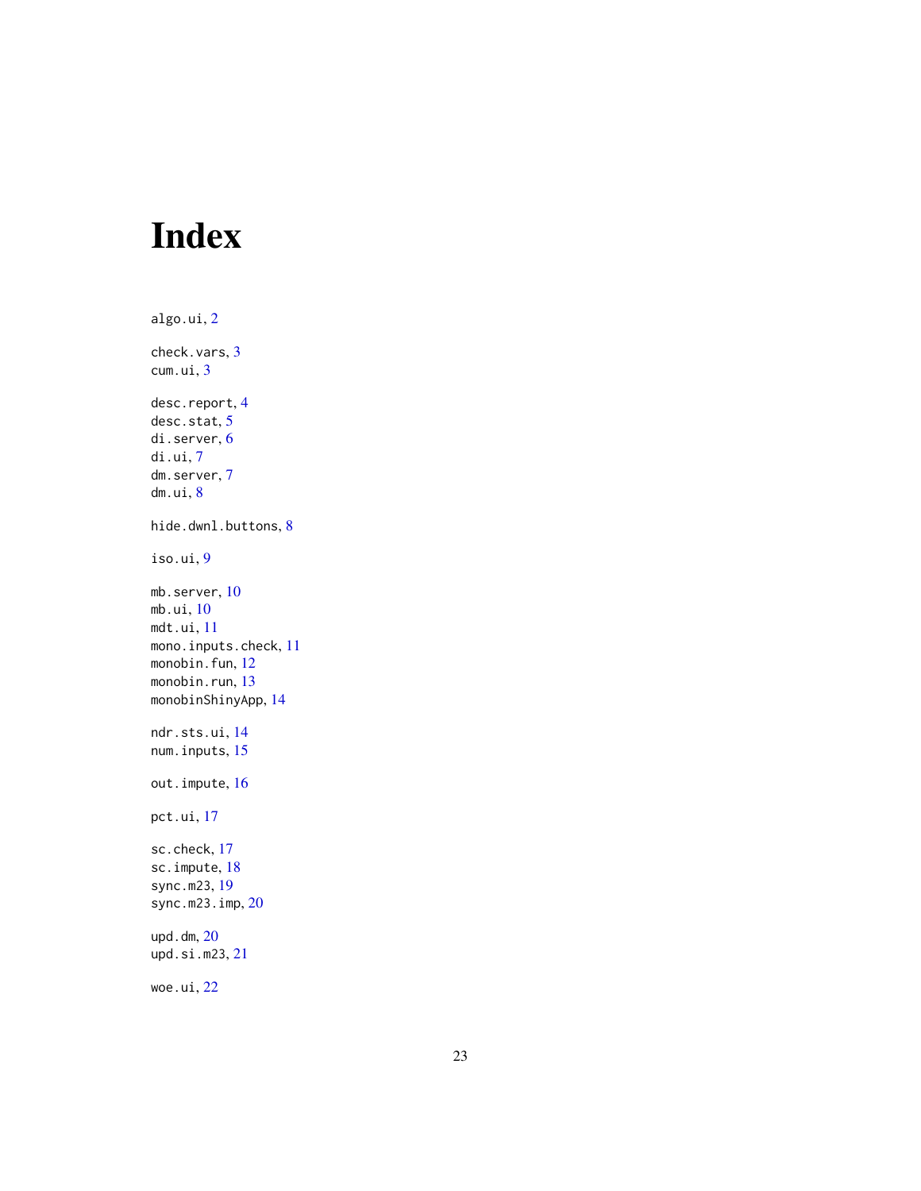# Index

algo.ui, 2

check.vars, 3
cum.ui, 3

desc.report, 4
desc.stat, 5
di.server, 6
di.ui, 7
dm.server, 7
dm.ui, 8

hide.dwnl.buttons, 8

iso.ui, 9

mb.server, 10
mb.ui, 10
mdt.ui, 11
mono.inputs.check, 11
monobin.fun, 12
monobin.run, 13
monobinShinyApp, 14

ndr.sts.ui, 14
num.inputs, 15

out.impute, 16

pct.ui, 17

sc.check, 17
sc.impute, 18
sync.m23, 19
sync.m23.imp, 20

upd.dm, 20
upd.si.m23, 21

woe.ui, 22